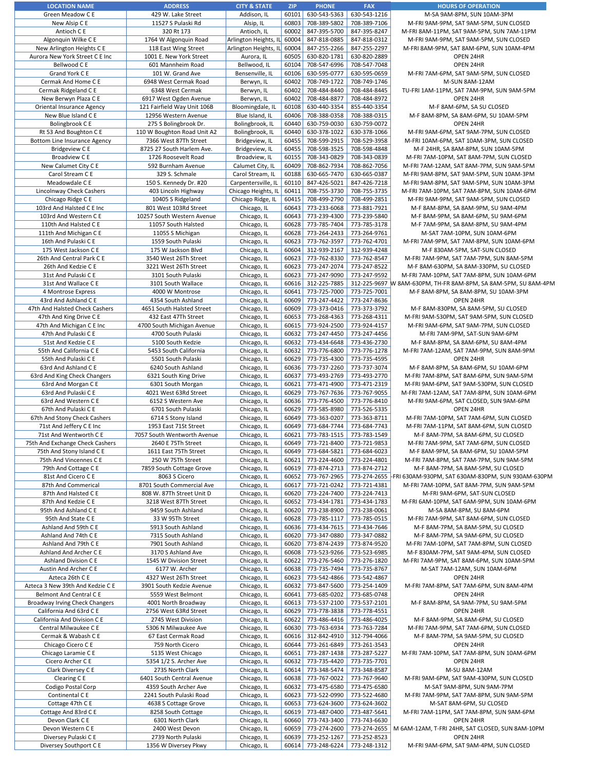| LOCATION NAME | ADDRESS | CITY & STATE | ZIP | PHONE | FAX | HOURS OF OPERATION |
|---|---|---|---|---|---|---|
| Green Meadow C E | 429 W. Lake Street | Addison, IL | 60101 | 630-543-5363 | 630-543-1216 | M-SA 9AM-8PM, SUN 10AM-3PM |
| New Alsip C E | 11527 S Pulaski Rd | Alsip, IL | 60803 | 708-389-5802 | 708-389-7106 | M-FRI 9AM-9PM, SAT 9AM-5PM, SUN CLOSED |
| Antioch C E | 320 Rt 173 | Antioch, IL | 60002 | 847-395-5700 | 847-395-8247 | M-FRI 8AM-11PM, SAT 9AM-5PM, SUN 7AM-11PM |
| Algonquin Wilke C E | 1764 W Algonquin Road | Arlington Heights, IL | 60004 | 847-818-0885 | 847-818-0312 | M-FRI 9AM-9PM, SAT 9AM-5PM, SUN CLOSED |
| New Arlington Heights C E | 118 East Wing Street | Arlington Heights, IL | 60004 | 847-255-2266 | 847-255-2297 | M-FRI 8AM-9PM, SAT 8AM-6PM, SUN 10AM-4PM |
| Aurora New York Street C E Inc | 1001 E. New York Street | Aurora, IL | 60505 | 630-820-1781 | 630-820-2889 | OPEN 24HR |
| Bellwood C E | 601 Mannheim Road | Bellwood, IL | 60104 | 708-547-6996 | 708-547-7048 | OPEN 24HR |
| Grand York C E | 101 W. Grand Ave | Bensenville, IL | 60106 | 630-595-0777 | 630-595-0659 | M-FRI 7AM-6PM, SAT 9AM-5PM, SUN CLOSED |
| Cermak And Home C E | 6948 West Cermak Road | Berwyn, IL | 60402 | 708-749-1722 | 708-749-1746 | M-SUN 8AM-12AM |
| Cermak Ridgeland C E | 6348 West Cermak | Berwyn, IL | 60402 | 708-484-8440 | 708-484-8445 | TU-FRI 1AM-11PM, SAT 7AM-9PM, SUN 9AM-5PM |
| New Berwyn Plaza C E | 6917 West Ogden Avenue | Berwyn, IL | 60402 | 708-484-8877 | 708-484-8972 | OPEN 24HR |
| Oriental Insurance Agency | 121 Fairfield Way Unit 106B | Bloomingdale, IL | 60108 | 630-440-3354 | 855-440-3354 | M-F 8AM-6PM, SA SU CLOSED |
| New Blue Island C E | 12956 Western Avenue | Blue Island, IL | 60406 | 708-388-0358 | 708-388-0315 | M-F 8AM-8PM, SA 8AM-6PM, SU 10AM-5PM |
| Bolingbrook C E | 275 S Bolingbrook Dr. | Bolingbrook, IL | 60440 | 630-759-0030 | 630-759-0072 | OPEN 24HR |
| Rt 53 And Boughton C E | 110 W Boughton Road Unit A2 | Bolingbrook, IL | 60440 | 630-378-1022 | 630-378-1066 | M-FRI 9AM-6PM, SAT 9AM-7PM, SUN CLOSED |
| Bottom Line Insurance Agency | 7366 West 87th Street | Bridgeview, IL | 60455 | 708-599-2915 | 708-529-3958 | M-FRI 10AM-6PM, SAT 10AM-3PM, SUN CLOSED |
| Bridgeview C E | 8725 27 South Harlem Ave. | Bridgeview, IL | 60455 | 708-598-3525 | 708-598-4848 | M-F 24HR, SA 8AM-8PM, SUN 10AM-5PM |
| Broadview C E | 1726 Roosevelt Road | Broadview, IL | 60155 | 708-343-0829 | 708-343-0839 | M-FRI 7AM-10PM, SAT 8AM-7PM, SUN CLOSED |
| New Calumet City C E | 592 Burnham Avenue | Calumet City, IL | 60409 | 708-862-7934 | 708-862-7056 | M-FRI 7AM-12AM, SAT 8AM-7PM, SUN 9AM-5PM |
| Carol Stream C E | 329 S. Schmale | Carol Stream, IL | 60188 | 630-665-7470 | 630-665-0387 | M-FRI 9AM-8PM, SAT 9AM-5PM, SUN 10AM-3PM |
| Meadowdale C E | 150 S. Kennedy Dr. #20 | Carpentersville, IL | 60110 | 847-426-5021 | 847-426-7218 | M-FRI 9AM-8PM, SAT 9AM-5PM, SUN 10AM-3PM |
| Lincolnway Check Cashers | 403 Lincoln Highway | Chicago Heights, IL | 60411 | 708-755-3730 | 708-755-3735 | M-FRI 7AM-10PM, SAT 7AM-8PM, SUN 10AM-6PM |
| Chicago Ridge C E | 10405 S Ridgeland | Chicago Ridge, IL | 60415 | 708-499-2790 | 708-499-2851 | M-FRI 9AM-9PM, SAT 9AM-5PM, SUN CLOSED |
| 103rd And Halsted C E Inc | 801 West 103Rd Street | Chicago, IL | 60643 | 773-233-6068 | 773-881-7921 | M-F 8AM-8PM, SA 8AM-9PM, SU 9AM-4PM |
| 103rd And Western C E | 10257 South Western Avenue | Chicago, IL | 60643 | 773-239-4300 | 773-239-5840 | M-F 8AM-9PM, SA 8AM-6PM, SU 9AM-6PM |
| 110th And Halsted C E | 11057 South Halsted | Chicago, IL | 60628 | 773-785-7404 | 773-785-3178 | M-F 7AM-9PM, SA 8AM-8PM, SU 9AM-4PM |
| 111th And Michigan C E | 11055 S Michigan | Chicago, IL | 60628 | 773-264-2433 | 773-264-9761 | M-SAT 7AM-10PM, SUN 10AM-6PM |
| 16th And Pulaski C E | 1559 South Pulaski | Chicago, IL | 60623 | 773-762-3597 | 773-762-4701 | M-FRI 7AM-9PM, SAT 7AM-8PM, SUN 10AM-6PM |
| 175 West Jackson C E | 175 W Jackson Blvd | Chicago, IL | 60604 | 312-939-2167 | 312-939-4248 | M-F 830AM-5PM, SAT-SUN CLOSED |
| 26th And Central Park C E | 3540 West 26th Street | Chicago, IL | 60623 | 773-762-8330 | 773-762-8547 | M-FRI 7AM-9PM, SAT 7AM-7PM, SUN 8AM-5PM |
| 26th And Kedzie C E | 3221 West 26Th Street | Chicago, IL | 60623 | 773-247-2074 | 773-247-8522 | M-F 8AM-630PM, SA 8AM-330PM, SU CLOSED |
| 31st And Pulaski C E | 3101 South Pulaski | Chicago, IL | 60623 | 773-247-9090 | 773-247-9592 | M-FRI 7AM-10PM, SAT 7AM-8PM, SUN 10AM-6PM |
| 31st And Wallace C E | 3101 South Wallace | Chicago, IL | 60616 | 312-225-7885 | 312-225-9697 | M-W 8AM-630PM, TH-FR 8AM-8PM, SA 8AM-5PM, SU 8AM-4PM |
| 4 Montrose Express | 4000 W Montrose | Chicago, IL | 60641 | 773-725-7000 | 773-725-7001 | M-F 8AM-8PM, SA 8AM-8PM, SU 10AM-3PM |
| 43rd And Ashland C E | 4354 South Ashland | Chicago, IL | 60609 | 773-247-4422 | 773-247-8636 | OPEN 24HR |
| 47th And Halsted Check Cashers | 4651 South Halsted Street | Chicago, IL | 60609 | 773-373-0416 | 773-373-3792 | M-F 8AM-830PM, SA 8AM-5PM, SU CLOSED |
| 47th And King Drive C E | 432 East 47Th Street | Chicago, IL | 60653 | 773-268-4363 | 773-268-4311 | M-FRI 9AM-530PM, SAT 9AM-5PM, SUN CLOSED |
| 47th And Michigan C E Inc | 4700 South Michigan Avenue | Chicago, IL | 60615 | 773-924-2500 | 773-924-4157 | M-FRI 9AM-6PM, SAT 9AM-7PM, SUN CLOSED |
| 47th And Pulaski C E | 4700 South Pulaski | Chicago, IL | 60632 | 773-247-4450 | 773-247-4456 | M-FRI 7AM-9PM, SAT-SUN 9AM-6PM |
| 51st And Kedzie C E | 5100 South Kedzie | Chicago, IL | 60632 | 773-434-6648 | 773-436-2730 | M-F 8AM-8PM, SA 8AM-6PM, SU 8AM-4PM |
| 55th And California C E | 5453 South California | Chicago, IL | 60632 | 773-776-6800 | 773-776-1278 | M-FRI 7AM-12AM, SAT 7AM-9PM, SUN 8AM-9PM |
| 55th And Pulaski C E | 5501 South Pulaski | Chicago, IL | 60629 | 773-735-4300 | 773-735-4595 | OPEN 24HR |
| 63rd And Ashland C E | 6240 South Ashland | Chicago, IL | 60636 | 773-737-2260 | 773-737-3074 | M-F 8AM-8PM, SA 8AM-6PM, SU 10AM-6PM |
| 63rd And King Check Changers | 6321 South King Drive | Chicago, IL | 60637 | 773-493-2769 | 773-493-2770 | M-FRI 7AM-8PM, SAT 8AM-6PM, SUN 9AM-5PM |
| 63rd And Morgan C E | 6301 South Morgan | Chicago, IL | 60621 | 773-471-4900 | 773-471-2319 | M-FRI 9AM-6PM, SAT 9AM-530PM, SUN CLOSED |
| 63rd And Pulaski C E | 4021 West 63Rd Street | Chicago, IL | 60629 | 773-767-7636 | 773-767-9055 | M-FRI 7AM-12AM, SAT 7AM-8PM, SUN 10AM-6PM |
| 63rd And Western C E | 6152 S Western Ave | Chicago, IL | 60636 | 773-776-4500 | 773-776-8410 | M-FRI 9AM-6PM, SAT CLOSED, SUN 9AM-6PM |
| 67th And Pulaski C E | 6701 South Pulaski | Chicago, IL | 60629 | 773-585-8980 | 773-526-5335 | OPEN 24HR |
| 67th And Stony Check Cashers | 6714 S Stony Island | Chicago, IL | 60649 | 773-363-0207 | 773-363-8711 | M-FRI 7AM-10PM, SAT 7AM-6PM, SUN CLOSED |
| 71st And Jeffery C E Inc | 1953 East 71St Street | Chicago, IL | 60649 | 773-684-7744 | 773-684-7743 | M-FRI 7AM-11PM, SAT 8AM-6PM, SUN CLOSED |
| 71st And Wentworth C E | 7057 South Wentworth Avenue | Chicago, IL | 60621 | 773-783-1515 | 773-783-1549 | M-F 8AM-7PM, SA 8AM-6PM, SU CLOSED |
| 75th And Exchange Check Cashers | 2640 E 75Th Street | Chicago, IL | 60649 | 773-721-8400 | 773-721-9853 | M-FRI 7AM-9PM, SAT 7AM-6PM, SUN CLOSED |
| 75th And Stony Island C E | 1611 East 75Th Street | Chicago, IL | 60649 | 773-684-5821 | 773-684-6023 | M-F 8AM-9PM, SA 8AM-6PM, SU 10AM-5PM |
| 75th And Vincennes C E | 250 W 75Th Street | Chicago, IL | 60621 | 773-224-4600 | 773-224-4801 | M-FRI 7AM-8PM, SAT 7AM-7PM, SUN 9AM-5PM |
| 79th And Cottage C E | 7859 South Cottage Grove | Chicago, IL | 60619 | 773-874-2713 | 773-874-2712 | M-F 8AM-7PM, SA 8AM-5PM, SU CLOSED |
| 81st And Cicero C E | 8063 S Cicero | Chicago, IL | 60652 | 773-767-2965 | 773-274-2655 | M-FRI 630AM-930PM, SAT 630AM-830PM, SUN 930AM-630PM |
| 87th And Commerical | 8701 South Commercial Ave | Chicago, IL | 60617 | 773-721-0242 | 773-721-4381 | M-FRI 7AM-10PM, SAT 8AM-7PM, SUN 9AM-5PM |
| 87th And Halsted C E | 808 W. 87Th Street Unit D | Chicago, IL | 60620 | 773-224-7400 | 773-224-7413 | M-FRI 9AM-6PM, SAT-SUN CLOSED |
| 87th And Kedzie C E | 3218 West 87Th Street | Chicago, IL | 60652 | 773-434-1781 | 773-434-1783 | M-FRI 6AM-10PM, SAT 6AM-9PM, SUN 10AM-6PM |
| 95th And Ashland C E | 9459 South Ashland | Chicago, IL | 60620 | 773-238-8900 | 773-238-0061 | M-SA 8AM-8PM, SU 8AM-6PM |
| 95th And State C E | 33 W 95Th Street | Chicago, IL | 60628 | 773-785-1117 | 773-785-0515 | M-FRI 7AM-9PM, SAT 8AM-6PM, SUN CLOSED |
| Ashland And 59th C E | 5913 South Ashland | Chicago, IL | 60636 | 773-434-7615 | 773-434-7646 | M-F 8AM-7PM, SA 8AM-5PM, SU CLOSED |
| Ashland And 74th C E | 7315 South Ashland | Chicago, IL | 60620 | 773-347-0880 | 773-347-0882 | M-F 8AM-7PM, SA 9AM-6PM, SU CLOSED |
| Ashland And 79th C E | 7901 South Ashland | Chicago, IL | 60620 | 773-874-2439 | 773-874-9520 | M-FRI 7AM-10PM, SAT 7AM-8PM, SUN CLOSED |
| Ashland And Archer C E | 3170 S Ashland Ave | Chicago, IL | 60608 | 773-523-9266 | 773-523-6985 | M-F 830AM-7PM, SAT 9AM-4PM, SUN CLOSED |
| Ashland Division C E | 1545 W Division Street | Chicago, IL | 60622 | 773-276-5460 | 773-276-1820 | M-FRI 7AM-9PM, SAT 8AM-6PM, SUN 10AM-5PM |
| Austin And Archer C E | 6177 W. Archer | Chicago, IL | 60638 | 773-735-7494 | 773-735-8767 | M-SAT 7AM-12AM, SUN 10AM-6PM |
| Azteca 26th C E | 4327 West 26Th Street | Chicago, IL | 60623 | 773-542-4866 | 773-542-4867 | OPEN 24HR |
| Azteca 3 New 39th And Kedzie C E | 3901 South Kedzie Avenue | Chicago, IL | 60632 | 773-847-5600 | 773-254-1409 | M-FRI 7AM-8PM, SAT 7AM-6PM, SUN 8AM-4PM |
| Belmont And Central C E | 5559 West Belmont | Chicago, IL | 60641 | 773-685-0202 | 773-685-0748 | OPEN 24HR |
| Broadway Irving Check Changers | 4001 North Broadway | Chicago, IL | 60613 | 773-537-2100 | 773-537-2101 | M-F 8AM-8PM, SA 9AM-7PM, SU 9AM-5PM |
| California And 63rd C E | 2756 West 63Rd Street | Chicago, IL | 60629 | 773-778-3838 | 773-778-4551 | OPEN 24HR |
| California And Division C E | 2745 West Division | Chicago, IL | 60622 | 773-486-4416 | 773-486-4025 | M-F 8AM-9PM, SA 8AM-6PM, SU CLOSED |
| Central Milwaukee C E | 5306 N Milwaukee Ave | Chicago, IL | 60630 | 773-763-6934 | 773-763-7284 | M-FRI 7AM-9PM, SAT 9AM-6PM, SUN CLOSED |
| Cermak & Wabash C E | 67 East Cermak Road | Chicago, IL | 60616 | 312-842-4910 | 312-794-4066 | M-F 8AM-7PM, SA 9AM-5PM, SU CLOSED |
| Chicago Cicero C E | 759 North Cicero | Chicago, IL | 60644 | 773-261-6849 | 773-261-3543 | OPEN 24HR |
| Chicago Laramie C E | 5135 West Chicago | Chicago, IL | 60651 | 773-287-1438 | 773-287-5227 | M-FRI 7AM-10PM, SAT 7AM-8PM, SUN 10AM-6PM |
| Cicero Archer C E | 5354 1/2 S. Archer Ave | Chicago, IL | 60632 | 773-735-4420 | 773-735-7701 | OPEN 24HR |
| Clark Diversey C E | 2735 North Clark | Chicago, IL | 60614 | 773-348-5474 | 773-348-8587 | M-SU 8AM-12AM |
| Clearing C E | 6401 South Central Avenue | Chicago, IL | 60638 | 773-767-0022 | 773-767-9640 | M-FRI 9AM-6PM, SAT 9AM-430PM, SUN CLOSED |
| Codigo Postal Corp | 4359 South Archer Ave | Chicago, IL | 60632 | 773-475-6580 | 773-475-6580 | M-SAT 9AM-8PM, SUN 9AM-7PM |
| Continental C E | 2241 South Pulaski Road | Chicago, IL | 60623 | 773-522-0990 | 773-522-4680 | M-FRI 7AM-9PM, SAT 7AM-8PM, SUN 9AM-5PM |
| Cottage 47th C E | 4638 S Cottage Grove | Chicago, IL | 60653 | 773-624-3600 | 773-624-3602 | M-SAT 8AM-6PM, SU CLOSED |
| Cottage And 83rd C E | 8258 South Cottage | Chicago, IL | 60619 | 773-487-0400 | 773-487-5641 | M-FRI 7AM-11PM, SAT 7AM-8PM, SUN 9AM-6PM |
| Devon Clark C E | 6301 North Clark | Chicago, IL | 60660 | 773-743-3400 | 773-743-6630 | OPEN 24HR |
| Devon Western C E | 2400 West Devon | Chicago, IL | 60659 | 773-274-2600 | 773-274-2655 | M 6AM-12AM, T-FRI 24HR, SAT CLOSED, SUN 8AM-10PM |
| Diversey Pulaski C E | 2739 North Pulaski | Chicago, IL | 60639 | 773-252-1267 | 773-252-8523 | OPEN 24HR |
| Diversey Southport C E | 1356 W Diversey Pkwy | Chicago, IL | 60614 | 773-248-6224 | 773-248-1312 | M-FRI 9AM-6PM, SAT 9AM-4PM, SUN CLOSED |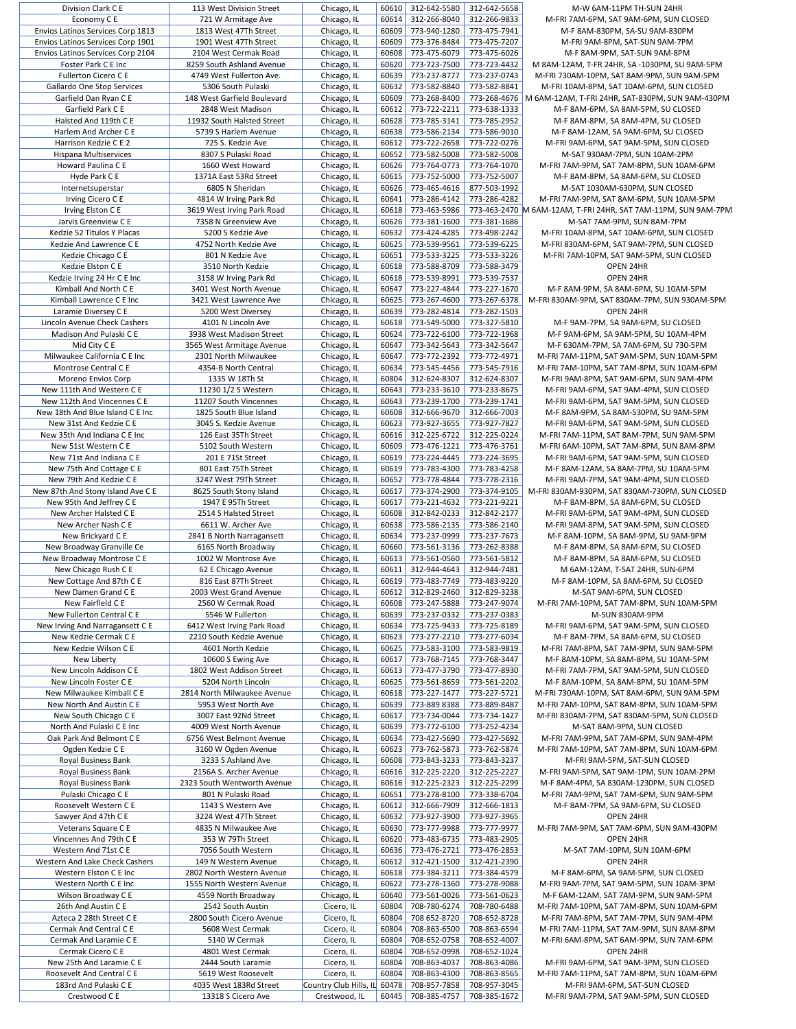| | | | | | | |
|---|---|---|---|---|---|---|
| Division Clark C E | 113 West Division Street | Chicago, IL | 60610 | 312-642-5580 | 312-642-5658 | M-W 6AM-11PM TH-SUN 24HR |
| Economy C E | 721 W Armitage Ave | Chicago, IL | 60614 | 312-266-8040 | 312-266-9833 | M-FRI 7AM-6PM, SAT 9AM-5PM, SUN CLOSED |
| Envios Latinos Services Corp 1813 | 1813 West 47Th Street | Chicago, IL | 60609 | 773-940-1280 | 773-475-7941 | M-F 8AM-830PM, SA-SU 9AM-830PM |
| Envios Latinos Services Corp 1901 | 1901 West 47Th Street | Chicago, IL | 60609 | 773-376-8484 | 773-475-7207 | M-FRI 9AM-8PM, SAT-SUN 9AM-7PM |
| Envios Latinos Services Corp 2104 | 2104 West Cermak Road | Chicago, IL | 60608 | 773-475-6079 | 773-475-6026 | M-F 8AM-9PM, SAT-SUN 9AM-8PM |
| Foster Park C E Inc | 8259 South Ashland Avenue | Chicago, IL | 60620 | 773-723-7500 | 773-723-4432 | M 8AM-12AM, T-FR 24HR, SA -1030PM, SU 9AM-5PM |
| Fullerton Cicero C E | 4749 West Fullerton Ave. | Chicago, IL | 60639 | 773-237-8777 | 773-237-0743 | M-FRI 730AM-10PM, SAT 8AM-9PM, SUN 9AM-5PM |
| Gallardo One Stop Services | 5306 South Pulaski | Chicago, IL | 60632 | 773-582-8840 | 773-582-8841 | M-FRI 10AM-8PM, SAT 10AM-6PM, SUN CLOSED |
| Garfield Dan Ryan C E | 148 West Garfield Boulevard | Chicago, IL | 60609 | 773-268-8400 | 773-268-4676 | M 6AM-12AM, T-FRI 24HR, SAT-830PM, SUN 9AM-430PM |
| Garfield Park C E | 2848 West Madison | Chicago, IL | 60612 | 773-722-2211 | 773-638-1333 | M-F 8AM-6PM, SA 8AM-5PM, SU CLOSED |
| Halsted And 119th C E | 11932 South Halsted Street | Chicago, IL | 60628 | 773-785-3141 | 773-785-2952 | M-F 8AM-8PM, SA 8AM-4PM, SU CLOSED |
| Harlem And Archer C E | 5739 S Harlem Avenue | Chicago, IL | 60638 | 773-586-2134 | 773-586-9010 | M-F 8AM-12AM, SA 9AM-6PM, SU CLOSED |
| Harrison Kedzie C E 2 | 725 S. Kedzie Ave | Chicago, IL | 60612 | 773-722-2658 | 773-722-0276 | M-FRI 9AM-6PM, SAT 9AM-5PM, SUN CLOSED |
| Hispana Multiservices | 8307 S Pulaski Road | Chicago, IL | 60652 | 773-582-5008 | 773-582-5008 | M-SAT 930AM-7PM, SUN 10AM-2PM |
| Howard Paulina C E | 1660 West Howard | Chicago, IL | 60626 | 773-764-0773 | 773-764-1070 | M-FRI 7AM-9PM, SAT 7AM-8PM, SUN 10AM-6PM |
| Hyde Park C E | 1371A East 53rd Street | Chicago, IL | 60615 | 773-752-5000 | 773-752-5007 | M-F 8AM-8PM, SA 8AM-6PM, SU CLOSED |
| Internetsuperstar | 6805 N Sheridan | Chicago, IL | 60626 | 773-465-4616 | 877-503-1992 | M-SAT 1030AM-630PM, SUN CLOSED |
| Irving Cicero C E | 4814 W Irving Pk Rd | Chicago, IL | 60641 | 773-286-4142 | 773-286-4282 | M-FRI 7AM-9PM, SAT 8AM-6PM, SUN 10AM-5PM |
| Irving Elston C E | 3619 West Irving Park Road | Chicago, IL | 60618 | 773-463-5986 | 773-463-2470 | M 6AM-12AM, T-FRI 24HR, SAT 7AM-11PM, SUN 9AM-7PM |
| Jarvis Greenview C E | 7358 N Greenview Ave | Chicago, IL | 60626 | 773-381-1600 | 773-381-1686 | M-SAT 7AM-9PM, SUN 8AM-7PM |
| Kedzie 52 Titulos Y Placas | 5200 S Kedzie Ave | Chicago, IL | 60632 | 773-424-4285 | 773-498-2242 | M-FRI 10AM-8PM, SAT 10AM-6PM, SUN CLOSED |
| Kedzie And Lawrence C E | 4752 North Kedzie Ave | Chicago, IL | 60625 | 773-539-9561 | 773-539-6225 | M-FRI 830AM-6PM, SAT 9AM-7PM, SUN CLOSED |
| Kedzie Chicago C E | 801 N Kedzie Ave | Chicago, IL | 60651 | 773-533-3225 | 773-533-3226 | M-FRI 7AM-10PM, SAT 9AM-5PM, SUN CLOSED |
| Kedzie Elston C E | 3510 North Kedzie | Chicago, IL | 60618 | 773-588-8709 | 773-588-3479 | OPEN 24HR |
| Kedzie Irving 24 Hr C E Inc | 3158 W Irving Park Rd | Chicago, IL | 60618 | 773-539-8991 | 773-539-7537 | OPEN 24HR |
| Kimball And North C E | 3401 West North Avenue | Chicago, IL | 60647 | 773-227-4844 | 773-227-1670 | M-F 8AM-9PM, SA 8AM-6PM, SU 10AM-5PM |
| Kimball Lawrence C E Inc | 3421 West Lawrence Ave | Chicago, IL | 60625 | 773-267-4600 | 773-267-6378 | M-FRI 830AM-9PM, SAT 830AM-7PM, SUN 930AM-5PM |
| Laramie Diversey C E | 5200 West Diversey | Chicago, IL | 60639 | 773-282-4814 | 773-282-1503 | OPEN 24HR |
| Lincoln Avenue Check Cashers | 4101 N Lincoln Ave | Chicago, IL | 60618 | 773-549-5000 | 773-327-5810 | M-F 9AM-7PM, SA 9AM-6PM, SU CLOSED |
| Madison And Pulaski C E | 3938 West Madison Street | Chicago, IL | 60624 | 773-722-6100 | 773-722-1968 | M-F 9AM-6PM, SA 9AM-5PM, SU 10AM-4PM |
| Mid City C E | 3565 West Armitage Avenue | Chicago, IL | 60647 | 773-342-5643 | 773-342-5647 | M-F 630AM-7PM, SA 7AM-6PM, SU 730-5PM |
| Milwaukee California C E Inc | 2301 North Milwaukee | Chicago, IL | 60647 | 773-772-2392 | 773-772-4971 | M-FRI 7AM-11PM, SAT 9AM-5PM, SUN 10AM-5PM |
| Montrose Central C E | 4354-B North Central | Chicago, IL | 60634 | 773-545-4456 | 773-545-7916 | M-FRI 7AM-10PM, SAT 7AM-8PM, SUN 10AM-6PM |
| Moreno Envios Corp | 1335 W 18Th St | Chicago, IL | 60804 | 312-624-8307 | 312-624-8307 | M-FRI 9AM-8PM, SAT 9AM-6PM, SUN 9AM-4PM |
| New 111th And Western C E | 11230 1/2 S Western | Chicago, IL | 60643 | 773-233-3610 | 773-233-8675 | M-FRI 9AM-6PM, SAT 9AM-4PM, SUN CLOSED |
| New 112th And Vincennes C E | 11207 South Vincennes | Chicago, IL | 60643 | 773-239-1700 | 773-239-1741 | M-FRI 9AM-6PM, SAT 9AM-5PM, SUN CLOSED |
| New 18th And Blue Island C E Inc | 1825 South Blue Island | Chicago, IL | 60608 | 312-666-9670 | 312-666-7003 | M-F 8AM-9PM, SA 8AM-530PM, SU 9AM-5PM |
| New 31st And Kedzie C E | 3045 S. Kedzie Avenue | Chicago, IL | 60623 | 773-927-3655 | 773-927-7827 | M-FRI 9AM-6PM, SAT 9AM-5PM, SUN CLOSED |
| New 35th And Indiana C E Inc | 126 East 35Th Street | Chicago, IL | 60616 | 312-225-6722 | 312-225-0224 | M-FRI 7AM-11PM, SAT 8AM-7PM, SUN 9AM-5PM |
| New 51st Western C E | 5102 South Western | Chicago, IL | 60609 | 773-476-1221 | 773-476-3761 | M-FRI 6AM-10PM, SAT 7AM-8PM, SUN 8AM-8PM |
| New 71st And Indiana C E | 201 E 71St Street | Chicago, IL | 60619 | 773-224-4445 | 773-224-3695 | M-FRI 9AM-6PM, SAT 9AM-5PM, SUN CLOSED |
| New 75th And Cottage C E | 801 East 75Th Street | Chicago, IL | 60619 | 773-783-4300 | 773-783-4258 | M-F 8AM-12AM, SA 8AM-7PM, SU 10AM-5PM |
| New 79th And Kedzie C E | 3247 West 79Th Street | Chicago, IL | 60652 | 773-778-4844 | 773-778-2316 | M-FRI 9AM-7PM, SAT 9AM-4PM, SUN CLOSED |
| New 87th And Stony Island Ave C E | 8625 South Stony Island | Chicago, IL | 60617 | 773-374-2900 | 773-374-9105 | M-FRI 830AM-930PM, SAT 830AM-730PM, SUN CLOSED |
| New 95th And Jeffrey C E | 1947 E 95Th Street | Chicago, IL | 60617 | 773-221-4632 | 773-221-9221 | M-F 8AM-8PM, SA 8AM-6PM, SU CLOSED |
| New Archer Halsted C E | 2514 S Halsted Street | Chicago, IL | 60608 | 312-842-0233 | 312-842-2177 | M-FRI 9AM-6PM, SAT 9AM-4PM, SUN CLOSED |
| New Archer Nash C E | 6611 W. Archer Ave | Chicago, IL | 60638 | 773-586-2135 | 773-586-2140 | M-FRI 9AM-8PM, SAT 9AM-5PM, SUN CLOSED |
| New Brickyard C E | 2841 B North Narragansett | Chicago, IL | 60634 | 773-237-0999 | 773-237-7673 | M-F 8AM-10PM, SA 8AM-9PM, SU 9AM-9PM |
| New Broadway Granville Ce | 6165 North Broadway | Chicago, IL | 60660 | 773-561-3136 | 773-262-8388 | M-F 8AM-8PM, SA 8AM-6PM, SU CLOSED |
| New Broadway Montrose C E | 1002 W Montrose Ave | Chicago, IL | 60613 | 773-561-0560 | 773-561-5812 | M-F 8AM-8PM, SA 8AM-6PM, SU CLOSED |
| New Chicago Rush C E | 62 E Chicago Avenue | Chicago, IL | 60611 | 312-944-4643 | 312-944-7481 | M 6AM-12AM, T-SAT 24HR, SUN-6PM |
| New Cottage And 87th C E | 816 East 87Th Street | Chicago, IL | 60619 | 773-483-7749 | 773-483-9220 | M-F 8AM-10PM, SA 8AM-6PM, SU CLOSED |
| New Damen Grand C E | 2003 West Grand Avenue | Chicago, IL | 60612 | 312-829-2460 | 312-829-3238 | M-SAT 9AM-6PM, SUN CLOSED |
| New Fairfield C E | 2560 W Cermak Road | Chicago, IL | 60608 | 773-247-5888 | 773-247-9074 | M-FRI 7AM-10PM, SAT 7AM-8PM, SUN 10AM-5PM |
| New Fullerton Central C E | 5546 W Fullerton | Chicago, IL | 60639 | 773-237-0332 | 773-237-0383 | M-SUN 830AM-9PM |
| New Irving And Narragansett C E | 6412 West Irving Park Road | Chicago, IL | 60634 | 773-725-9433 | 773-725-8189 | M-FRI 9AM-6PM, SAT 9AM-5PM, SUN CLOSED |
| New Kedzie Cermak C E | 2210 South Kedzie Avenue | Chicago, IL | 60623 | 773-277-2210 | 773-277-6034 | M-F 8AM-7PM, SA 8AM-6PM, SU CLOSED |
| New Kedzie Wilson C E | 4601 North Kedzie | Chicago, IL | 60625 | 773-583-3100 | 773-583-9819 | M-FRI 7AM-8PM, SAT 7AM-9PM, SUN 9AM-5PM |
| New Liberty | 10600 S Ewing Ave | Chicago, IL | 60617 | 773-768-7145 | 773-768-3447 | M-F 8AM-10PM, SA 8AM-8PM, SU 10AM-5PM |
| New Lincoln Addison C E | 1802 West Addison Street | Chicago, IL | 60613 | 773-477-3790 | 773-477-8930 | M-FRI 7AM-7PM, SAT 9AM-5PM, SUN CLOSED |
| New Lincoln Foster C E | 5204 North Lincoln | Chicago, IL | 60625 | 773-561-8659 | 773-561-2202 | M-F 8AM-10PM, SA 8AM-8PM, SU 10AM-5PM |
| New Milwaukee Kimball C E | 2814 North Milwaukee Avenue | Chicago, IL | 60618 | 773-227-1477 | 773-227-5721 | M-FRI 730AM-10PM, SAT 8AM-6PM, SUN 9AM-5PM |
| New North And Austin C E | 5953 West North Ave | Chicago, IL | 60639 | 773-889 8388 | 773-889-8487 | M-FRI 7AM-10PM, SAT 8AM-8PM, SUN 10AM-5PM |
| New South Chicago C E | 3007 East 92Nd Street | Chicago, IL | 60617 | 773-734-0044 | 773-734-1427 | M-FRI 830AM-7PM, SAT 830AM-5PM, SUN CLOSED |
| North And Pulaski C E Inc | 4009 West North Avenue | Chicago, IL | 60639 | 773-772-6100 | 773-252-4234 | M-SAT 8AM-9PM, SUN CLOSED |
| Oak Park And Belmont C E | 6756 West Belmont Avenue | Chicago, IL | 60634 | 773-427-5690 | 773-427-5692 | M-FRI 7AM-9PM, SAT 7AM-6PM, SUN 9AM-4PM |
| Ogden Kedzie C E | 3160 W Ogden Avenue | Chicago, IL | 60623 | 773-762-5873 | 773-762-5874 | M-FRI 7AM-10PM, SAT 7AM-8PM, SUN 10AM-6PM |
| Royal Business Bank | 3233 S Ashland Ave | Chicago, IL | 60608 | 773-843-3233 | 773-843-3237 | M-FRI 9AM-5PM, SAT-SUN CLOSED |
| Royal Business Bank | 2156A S. Archer Avenue | Chicago, IL | 60616 | 312-225-2220 | 312-225-2227 | M-FRI 9AM-5PM, SAT 9AM-1PM, SUN 10AM-2PM |
| Royal Business Bank | 2323 South Wentworth Avenue | Chicago, IL | 60616 | 312-225-2323 | 312-225-2299 | M-F 8AM-4PM, SA 830AM-1230PM, SUN CLOSED |
| Pulaski Chicago C E | 801 N Pulaski Road | Chicago, IL | 60651 | 773-278-8100 | 773-338-6704 | M-FRI 7AM-9PM, SAT 7AM-6PM, SUN 9AM-5PM |
| Roosevelt Western C E | 1143 S Western Ave | Chicago, IL | 60612 | 312-666-7909 | 312-666-1813 | M-F 8AM-7PM, SA 9AM-6PM, SU CLOSED |
| Sawyer And 47th C E | 3224 West 47Th Street | Chicago, IL | 60632 | 773-927-3900 | 773-927-3965 | OPEN 24HR |
| Veterans Square C E | 4835 N Milwaukee Ave | Chicago, IL | 60630 | 773-777-9988 | 773-777-9977 | M-FRI 7AM-9PM, SAT 7AM-6PM, SUN 9AM-430PM |
| Vincennes And 79th C E | 353 W 79Th Street | Chicago, IL | 60620 | 773-483-6735 | 773-483-2905 | OPEN 24HR |
| Western And 71st C E | 7056 South Western | Chicago, IL | 60636 | 773-476-2721 | 773-476-2853 | M-SAT 7AM-10PM, SUN 10AM-6PM |
| Western And Lake Check Cashers | 149 N Western Avenue | Chicago, IL | 60612 | 312-421-1500 | 312-421-2390 | OPEN 24HR |
| Western Elston C E Inc | 2802 North Western Avenue | Chicago, IL | 60618 | 773-384-3211 | 773-384-4579 | M-F 8AM-6PM, SA 9AM-5PM, SUN CLOSED |
| Western North C E Inc | 1555 North Western Avenue | Chicago, IL | 60622 | 773-278-1360 | 773-278-9088 | M-FRI 9AM-7PM, SAT 9AM-5PM, SUN 10AM-3PM |
| Wilson Broadway C E | 4559 North Broadway | Chicago, IL | 60640 | 773-561-0026 | 773-561-0623 | M-F 6AM-12AM, SAT 7AM-9PM, SUN 9AM-5PM |
| 26th And Austin C E | 2542 South Austin | Cicero, IL | 60804 | 708-780-6274 | 708-780-6488 | M-FRI 7AM-10PM, SAT 7AM-8PM, SUN 10AM-6PM |
| Azteca 2 28th Street C E | 2800 South Cicero Avenue | Cicero, IL | 60804 | 708 652-8720 | 708-652-8728 | M-FRI 7AM-8PM, SAT 7AM-7PM, SUN 9AM-4PM |
| Cermak And Central C E | 5608 West Cermak | Cicero, IL | 60804 | 708-863-6500 | 708-863-6594 | M-FRI 7AM-11PM, SAT 7AM-9PM, SUN 8AM-8PM |
| Cermak And Laramie C E | 5140 W Cermak | Cicero, IL | 60804 | 708-652-0758 | 708-652-4007 | M-FRI 6AM-8PM, SAT 6AM-9PM, SUN 7AM-6PM |
| Cermak Cicero C E | 4801 West Cermak | Cicero, IL | 60804 | 708-652-0998 | 708-652-1024 | OPEN 24HR |
| New 25th And Laramie C E | 2444 South Laramie | Cicero, IL | 60804 | 708-863-4037 | 708-863-4086 | M-FRI 9AM-6PM, SAT 9AM-3PM, SUN CLOSED |
| Roosevelt And Central C E | 5619 West Roosevelt | Cicero, IL | 60804 | 708-863-4300 | 708-863-8565 | M-FRI 7AM-11PM, SAT 7AM-8PM, SUN 10AM-6PM |
| 183rd And Pulaski C E | 4035 West 183Rd Street | Country Club Hills, IL | 60478 | 708-957-7858 | 708-957-3045 | M-FRI 9AM-6PM, SAT-SUN CLOSED |
| Crestwood C E | 13318 S Cicero Ave | Crestwood, IL | 60445 | 708-385-4757 | 708-385-1672 | M-FRI 9AM-7PM, SAT 9AM-5PM, SUN CLOSED |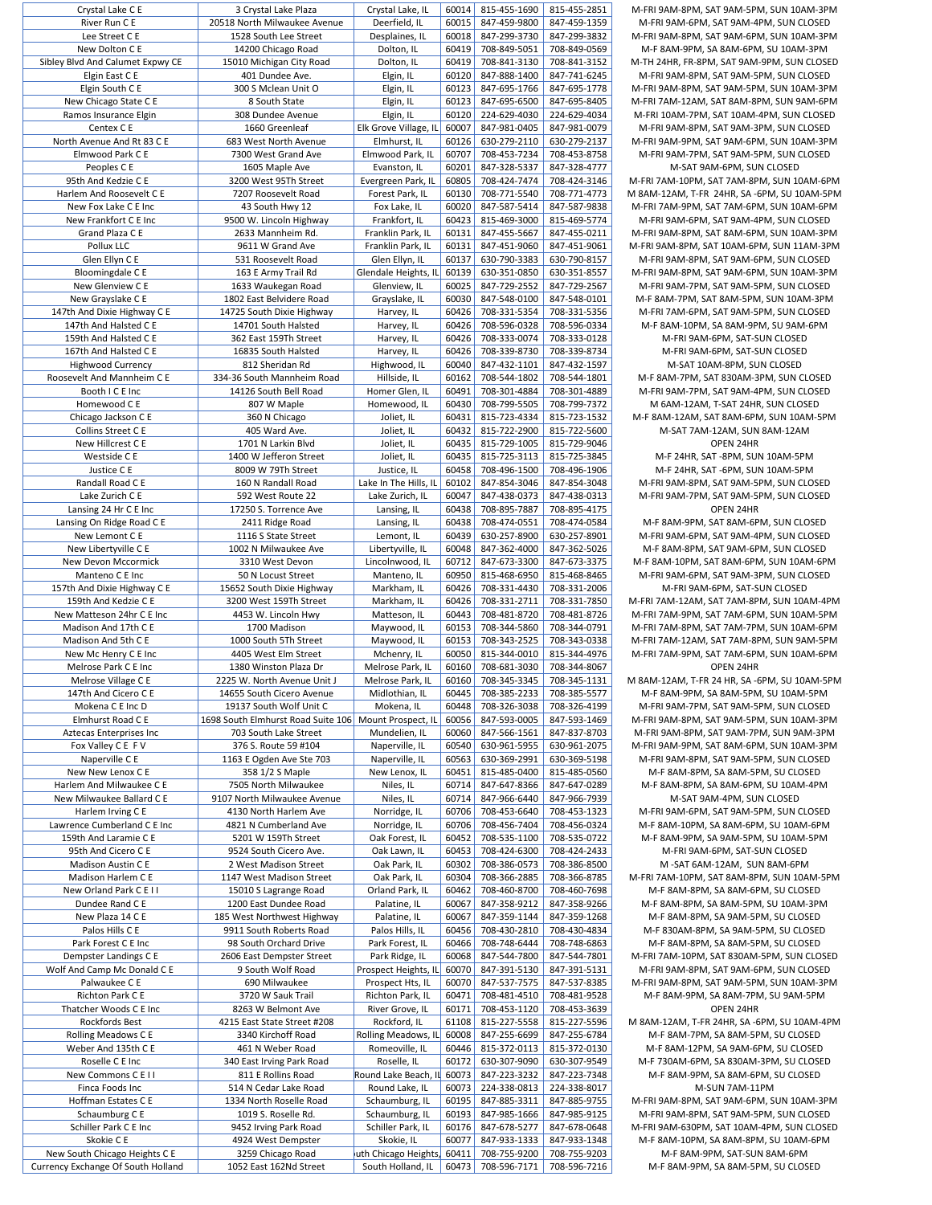| Crystal Lake C E | 3 Crystal Lake Plaza | Crystal Lake, IL | 60014 | 815-455-1690 | 815-455-2851 | M-FRI 9AM-8PM, SAT 9AM-5PM, SUN 10AM-3PM |
|---|---|---|---|---|---|---|
| River Run C E | 20518 North Milwaukee Avenue | Deerfield, IL | 60015 | 847-459-9800 | 847-459-1359 | M-FRI 9AM-6PM, SAT 9AM-4PM, SUN CLOSED |
| Lee Street C E | 1528 South Lee Street | Desplaines, IL | 60018 | 847-299-3730 | 847-299-3832 | M-FRI 9AM-8PM, SAT 9AM-6PM, SUN 10AM-3PM |
| New Dolton C E | 14200 Chicago Road | Dolton, IL | 60419 | 708-849-5051 | 708-849-0569 | M-F 8AM-9PM, SA 8AM-6PM, SU 10AM-3PM |
| Sibley Blvd And Calumet Expwy CE | 15010 Michigan City Road | Dolton, IL | 60419 | 708-841-3130 | 708-841-3152 | M-TH 24HR, FR-8PM, SAT 9AM-9PM, SUN CLOSED |
| Elgin East C E | 401 Dundee Ave. | Elgin, IL | 60120 | 847-888-1400 | 847-741-6245 | M-FRI 9AM-8PM, SAT 9AM-5PM, SUN CLOSED |
| Elgin South C E | 300 S Mclean Unit O | Elgin, IL | 60123 | 847-695-1766 | 847-695-1778 | M-FRI 9AM-8PM, SAT 9AM-5PM, SUN 10AM-3PM |
| New Chicago State C E | 8 South State | Elgin, IL | 60123 | 847-695-6500 | 847-695-8405 | M-FRI 7AM-12AM, SAT 8AM-8PM, SUN 9AM-6PM |
| Ramos Insurance Elgin | 308 Dundee Avenue | Elgin, IL | 60120 | 224-629-4030 | 224-629-4034 | M-FRI 10AM-7PM, SAT 10AM-4PM, SUN CLOSED |
| Centex C E | 1660 Greenleaf | Elk Grove Village, IL | 60007 | 847-981-0405 | 847-981-0079 | M-FRI 9AM-8PM, SAT 9AM-3PM, SUN CLOSED |
| North Avenue And Rt 83 C E | 683 West North Avenue | Elmhurst, IL | 60126 | 630-279-2110 | 630-279-2137 | M-FRI 9AM-9PM, SAT 9AM-6PM, SUN 10AM-3PM |
| Elmwood Park C E | 7300 West Grand Ave | Elmwood Park, IL | 60707 | 708-453-7234 | 708-453-8758 | M-FRI 9AM-7PM, SAT 9AM-5PM, SUN CLOSED |
| Peoples C E | 1605 Maple Ave | Evanston, IL | 60201 | 847-328-5337 | 847-328-4777 | M-SAT 9AM-6PM, SUN CLOSED |
| 95th And Kedzie C E | 3200 West 95th Street | Evergreen Park, IL | 60805 | 708-424-7474 | 708-424-3146 | M-FRI 7AM-10PM, SAT 7AM-8PM, SUN 10AM-6PM |
| Harlem And Roosevelt C E | 7207 Roosevelt Road | Forest Park, IL | 60130 | 708-771-5540 | 708-771-4773 | M 8AM-12AM, T-FR 24HR, SA -6PM, SU 10AM-5PM |
| New Fox Lake C E Inc | 43 South Hwy 12 | Fox Lake, IL | 60020 | 847-587-5414 | 847-587-9838 | M-FRI 7AM-9PM, SAT 7AM-6PM, SUN 10AM-6PM |
| New Frankfort C E Inc | 9500 W. Lincoln Highway | Frankfort, IL | 60423 | 815-469-3000 | 815-469-5774 | M-FRI 9AM-6PM, SAT 9AM-4PM, SUN CLOSED |
| Grand Plaza C E | 2633 Mannheim Rd. | Franklin Park, IL | 60131 | 847-455-5667 | 847-455-0211 | M-FRI 9AM-8PM, SAT 8AM-6PM, SUN 10AM-3PM |
| Pollux LLC | 9611 W Grand Ave | Franklin Park, IL | 60131 | 847-451-9060 | 847-451-9061 | M-FRI 9AM-8PM, SAT 10AM-6PM, SUN 11AM-3PM |
| Glen Ellyn C E | 531 Roosevelt Road | Glen Ellyn, IL | 60137 | 630-790-3383 | 630-790-8157 | M-FRI 9AM-8PM, SAT 9AM-6PM, SUN CLOSED |
| Bloomingdale C E | 163 E Army Trail Rd | Glendale Heights, IL | 60139 | 630-351-0850 | 630-351-8557 | M-FRI 9AM-8PM, SAT 9AM-6PM, SUN 10AM-3PM |
| New Glenview C E | 1633 Waukegan Road | Glenview, IL | 60025 | 847-729-2552 | 847-729-2567 | M-FRI 9AM-7PM, SAT 9AM-5PM, SUN CLOSED |
| New Grayslake C E | 1802 East Belvidere Road | Grayslake, IL | 60030 | 847-548-0100 | 847-548-0101 | M-F 8AM-7PM, SAT 8AM-5PM, SUN 10AM-3PM |
| 147th And Dixie Highway C E | 14725 South Dixie Highway | Harvey, IL | 60426 | 708-331-5354 | 708-331-5356 | M-FRI 7AM-6PM, SAT 9AM-5PM, SUN CLOSED |
| 147th And Halsted C E | 14701 South Halsted | Harvey, IL | 60426 | 708-596-0328 | 708-596-0334 | M-F 8AM-10PM, SA 8AM-9PM, SU 9AM-6PM |
| 159th And Halsted C E | 362 East 159Th Street | Harvey, IL | 60426 | 708-333-0074 | 708-333-0128 | M-FRI 9AM-6PM, SAT-SUN CLOSED |
| 167th And Halsted C E | 16835 South Halsted | Harvey, IL | 60426 | 708-339-8730 | 708-339-8734 | M-FRI 9AM-6PM, SAT-SUN CLOSED |
| Highwood Currency | 812 Sheridan Rd | Highwood, IL | 60040 | 847-432-1101 | 847-432-1597 | M-SAT 10AM-8PM, SUN CLOSED |
| Roosevelt And Mannheim C E | 334-36 South Mannheim Road | Hillside, IL | 60162 | 708-544-1802 | 708-544-1801 | M-F 8AM-7PM, SAT 830AM-3PM, SUN CLOSED |
| Booth I C E Inc | 14126 South Bell Road | Homer Glen, IL | 60491 | 708-301-4884 | 708-301-4889 | M-FRI 9AM-7PM, SAT 9AM-4PM, SUN CLOSED |
| Homewood C E | 807 W Maple | Homewood, IL | 60430 | 708-799-5505 | 708-799-7372 | M 6AM-12AM, T-SAT 24HR, SUN CLOSED |
| Chicago Jackson C E | 360 N Chicago | Joliet, IL | 60431 | 815-723-4334 | 815-723-1532 | M-F 8AM-12AM, SAT 8AM-6PM, SUN 10AM-5PM |
| Collins Street C E | 405 Ward Ave. | Joliet, IL | 60432 | 815-722-2900 | 815-722-5600 | M-SAT 7AM-12AM, SUN 8AM-12AM |
| New Hillcrest C E | 1701 N Larkin Blvd | Joliet, IL | 60435 | 815-729-1005 | 815-729-9046 | OPEN 24HR |
| Westside C E | 1400 W Jefferson Street | Joliet, IL | 60435 | 815-725-3113 | 815-725-3845 | M-F 24HR, SAT -8PM, SUN 10AM-5PM |
| Justice C E | 8009 W 79Th Street | Justice, IL | 60458 | 708-496-1500 | 708-496-1906 | M-F 24HR, SAT -6PM, SUN 10AM-5PM |
| Randall Road C E | 160 N Randall Road | Lake In The Hills, IL | 60102 | 847-854-3046 | 847-854-3048 | M-FRI 9AM-8PM, SAT 9AM-5PM, SUN CLOSED |
| Lake Zurich C E | 592 West Route 22 | Lake Zurich, IL | 60047 | 847-438-0373 | 847-438-0313 | M-FRI 9AM-7PM, SAT 9AM-5PM, SUN CLOSED |
| Lansing 24 Hr C E Inc | 17250 S. Torrence Ave | Lansing, IL | 60438 | 708-895-7887 | 708-895-4175 | OPEN 24HR |
| Lansing On Ridge Road C E | 2411 Ridge Road | Lansing, IL | 60438 | 708-474-0551 | 708-474-0584 | M-F 8AM-9PM, SAT 8AM-6PM, SUN CLOSED |
| New Lemont C E | 1116 S State Street | Lemont, IL | 60439 | 630-257-8900 | 630-257-8901 | M-FRI 9AM-6PM, SAT 9AM-4PM, SUN CLOSED |
| New Libertyville C E | 1002 N Milwaukee Ave | Libertyville, IL | 60048 | 847-362-4000 | 847-362-5026 | M-F 8AM-8PM, SAT 9AM-6PM, SUN CLOSED |
| New Devon Mccormick | 3310 West Devon | Lincolnwood, IL | 60712 | 847-673-3300 | 847-673-3375 | M-F 8AM-10PM, SAT 8AM-6PM, SUN 10AM-6PM |
| Manteno C E Inc | 50 N Locust Street | Manteno, IL | 60950 | 815-468-6950 | 815-468-8465 | M-FRI 9AM-6PM, SAT 9AM-3PM, SUN CLOSED |
| 157th And Dixie Highway C E | 15652 South Dixie Highway | Markham, IL | 60426 | 708-331-4430 | 708-331-2006 | M-FRI 9AM-6PM, SAT-SUN CLOSED |
| 159th And Kedzie C E | 3200 West 159Th Street | Markham, IL | 60426 | 708-331-2711 | 708-331-7850 | M-FRI 7AM-12AM, SAT 7AM-8PM, SUN 10AM-4PM |
| New Matteson 24hr C E Inc | 4453 W. Lincoln Hwy | Matteson, IL | 60443 | 708-481-8720 | 708-481-8726 | M-FRI 7AM-9PM, SAT 7AM-6PM, SUN 10AM-5PM |
| Madison And 17th C E | 1700 Madison | Maywood, IL | 60153 | 708-344-5860 | 708-344-0791 | M-FRI 7AM-8PM, SAT 7AM-7PM, SUN 10AM-6PM |
| Madison And 5th C E | 1000 South 5Th Street | Maywood, IL | 60153 | 708-343-2525 | 708-343-0338 | M-FRI 7AM-12AM, SAT 7AM-8PM, SUN 9AM-5PM |
| New Mc Henry C E Inc | 4405 West Elm Street | Mchenry, IL | 60050 | 815-344-0010 | 815-344-4976 | M-FRI 7AM-9PM, SAT 7AM-6PM, SUN 10AM-6PM |
| Melrose Park C E Inc | 1380 Winston Plaza Dr | Melrose Park, IL | 60160 | 708-681-3030 | 708-344-8067 | OPEN 24HR |
| Melrose Village C E | 2225 W. North Avenue Unit J | Melrose Park, IL | 60160 | 708-345-3345 | 708-345-1131 | M 8AM-12AM, T-FR 24 HR, SA -6PM, SU 10AM-5PM |
| 147th And Cicero C E | 14655 South Cicero Avenue | Midlothian, IL | 60445 | 708-385-2233 | 708-385-5577 | M-F 8AM-9PM, SA 8AM-5PM, SU 10AM-5PM |
| Mokena C E Inc D | 19137 South Wolf Unit C | Mokena, IL | 60448 | 708-326-3038 | 708-326-4199 | M-FRI 9AM-7PM, SAT 9AM-5PM, SUN CLOSED |
| Elmhurst Road C E | 1698 South Elmhurst Road Suite 106 | Mount Prospect, IL | 60056 | 847-593-0005 | 847-593-1469 | M-FRI 9AM-8PM, SAT 9AM-5PM, SUN 10AM-3PM |
| Aztecas Enterprises Inc | 703 South Lake Street | Mundelein, IL | 60060 | 847-566-1561 | 847-837-8703 | M-FRI 9AM-8PM, SAT 9AM-7PM, SUN 9AM-3PM |
| Fox Valley C E F V | 376 S. Route 59 #104 | Naperville, IL | 60540 | 630-961-5955 | 630-961-2075 | M-FRI 9AM-9PM, SAT 9AM-6PM, SUN 10AM-3PM |
| Naperville C E | 1163 E Ogden Ave Ste 703 | Naperville, IL | 60563 | 630-369-2991 | 630-369-5198 | M-FRI 9AM-8PM, SAT 9AM-5PM, SUN CLOSED |
| New New Lenox C E | 358 1/2 S Maple | New Lenox, IL | 60451 | 815-485-0400 | 815-485-0560 | M-F 8AM-8PM, SA 8AM-5PM, SU CLOSED |
| Harlem And Milwaukee C E | 7505 North Milwaukee | Niles, IL | 60714 | 847-647-8366 | 847-647-0289 | M-F 8AM-8PM, SA 8AM-6PM, SU 10AM-4PM |
| New Milwaukee Ballard C E | 9107 North Milwaukee Avenue | Niles, IL | 60714 | 847-966-6440 | 847-966-7939 | M-SAT 9AM-4PM, SUN CLOSED |
| Harlem Irving C E | 4130 North Harlem Ave | Norridge, IL | 60706 | 708-453-6640 | 708-453-1323 | M-FRI 9AM-6PM, SAT 9AM-5PM, SUN CLOSED |
| Lawrence Cumberland C E Inc | 4821 N Cumberland Ave | Norridge, IL | 60706 | 708-456-7404 | 708-456-0324 | M-F 8AM-10PM, SA 8AM-6PM, SU 10AM-6PM |
| 159th And Laramie C E | 5201 W 159Th Street | Oak Forest, IL | 60452 | 708-535-1100 | 708-535-0722 | M-F 8AM-9PM, SA 9AM-5PM, SU 10AM-5PM |
| 95th And Cicero C E | 9524 South Cicero Ave. | Oak Lawn, IL | 60453 | 708-424-6300 | 708-424-2433 | M-FRI 9AM-6PM, SAT-SUN CLOSED |
| Madison Austin C E | 2 West Madison Street | Oak Park, IL | 60302 | 708-386-0573 | 708-386-8500 | M -SAT 6AM-12AM, SUN 8AM-6PM |
| Madison Harlem C E | 1147 West Madison Street | Oak Park, IL | 60304 | 708-366-2885 | 708-366-8785 | M-FRI 7AM-10PM, SAT 8AM-8PM, SUN 10AM-5PM |
| New Orland Park C E I I | 15010 S Lagrange Road | Orland Park, IL | 60462 | 708-460-8700 | 708-460-7698 | M-F 8AM-8PM, SA 8AM-6PM, SU CLOSED |
| Dundee Rand C E | 1200 East Dundee Road | Palatine, IL | 60067 | 847-358-9212 | 847-358-9266 | M-F 8AM-8PM, SA 8AM-5PM, SU 10AM-3PM |
| New Plaza 14 C E | 185 West Northwest Highway | Palatine, IL | 60067 | 847-359-1144 | 847-359-1268 | M-F 8AM-8PM, SA 9AM-5PM, SU CLOSED |
| Palos Hills C E | 9911 South Roberts Road | Palos Hills, IL | 60456 | 708-430-2810 | 708-430-4834 | M-F 830AM-8PM, SA 9AM-5PM, SU CLOSED |
| Park Forest C E Inc | 98 South Orchard Drive | Park Forest, IL | 60466 | 708-748-6444 | 708-748-6863 | M-F 8AM-8PM, SA 8AM-5PM, SU CLOSED |
| Dempster Landings C E | 2606 East Dempster Street | Park Ridge, IL | 60068 | 847-544-7800 | 847-544-7801 | M-FRI 7AM-10PM, SAT 830AM-5PM, SUN CLOSED |
| Wolf And Camp Mc Donald C E | 9 South Wolf Road | Prospect Heights, IL | 60070 | 847-391-5130 | 847-391-5131 | M-FRI 9AM-8PM, SAT 9AM-6PM, SUN CLOSED |
| Palwaukee C E | 690 Milwaukee | Prospect Hts, IL | 60070 | 847-537-7575 | 847-537-8385 | M-FRI 9AM-8PM, SAT 9AM-5PM, SUN 10AM-3PM |
| Richton Park C E | 3720 W Sauk Trail | Richton Park, IL | 60471 | 708-481-4510 | 708-481-9528 | M-F 8AM-9PM, SA 8AM-7PM, SU 9AM-5PM |
| Thatcher Woods C E Inc | 8263 W Belmont Ave | River Grove, IL | 60171 | 708-453-1120 | 708-453-3639 | OPEN 24HR |
| Rockfords Best | 4215 East State Street #208 | Rockford, IL | 61108 | 815-227-5558 | 815-227-5596 | M 8AM-12AM, T-FR 24HR, SA -6PM, SU 10AM-4PM |
| Rolling Meadows C E | 3340 Kirchoff Road | Rolling Meadows, IL | 60008 | 847-255-6699 | 847-255-6784 | M-F 8AM-7PM, SA 8AM-5PM, SU CLOSED |
| Weber And 135th C E | 461 N Weber Road | Romeoville, IL | 60446 | 815-372-0113 | 815-372-0130 | M-F 8AM-12PM, SA 9AM-6PM, SU CLOSED |
| Roselle C E Inc | 340 East Irving Park Road | Roselle, IL | 60172 | 630-307-9090 | 630-307-9549 | M-F 730AM-6PM, SA 830AM-3PM, SU CLOSED |
| New Commons C E I I | 811 E Rollins Road | Round Lake Beach, IL | 60073 | 847-223-3232 | 847-223-7348 | M-F 8AM-9PM, SA 8AM-6PM, SU CLOSED |
| Finca Foods Inc | 514 N Cedar Lake Road | Round Lake, IL | 60073 | 224-338-0813 | 224-338-8017 | M-SUN 7AM-11PM |
| Hoffman Estates C E | 1334 North Roselle Road | Schaumburg, IL | 60195 | 847-885-3311 | 847-885-9755 | M-FRI 9AM-8PM, SAT 9AM-6PM, SUN 10AM-3PM |
| Schaumburg C E | 1019 S. Roselle Rd. | Schaumburg, IL | 60193 | 847-985-1666 | 847-985-9125 | M-FRI 9AM-8PM, SAT 9AM-5PM, SUN CLOSED |
| Schiller Park C E Inc | 9452 Irving Park Road | Schiller Park, IL | 60176 | 847-678-5277 | 847-678-0648 | M-FRI 9AM-630PM, SAT 10AM-4PM, SUN CLOSED |
| Skokie C E | 4924 West Dempster | Skokie, IL | 60077 | 847-933-1333 | 847-933-1348 | M-F 8AM-10PM, SA 8AM-8PM, SU 10AM-6PM |
| New South Chicago Heights C E | 3259 Chicago Road | uth Chicago Heights, | 60411 | 708-755-9200 | 708-755-9203 | M-F 8AM-9PM, SAT-SUN 8AM-6PM |
| Currency Exchange Of South Holland | 1052 East 162Nd Street | South Holland, IL | 60473 | 708-596-7171 | 708-596-7216 | M-F 8AM-9PM, SA 8AM-5PM, SU CLOSED |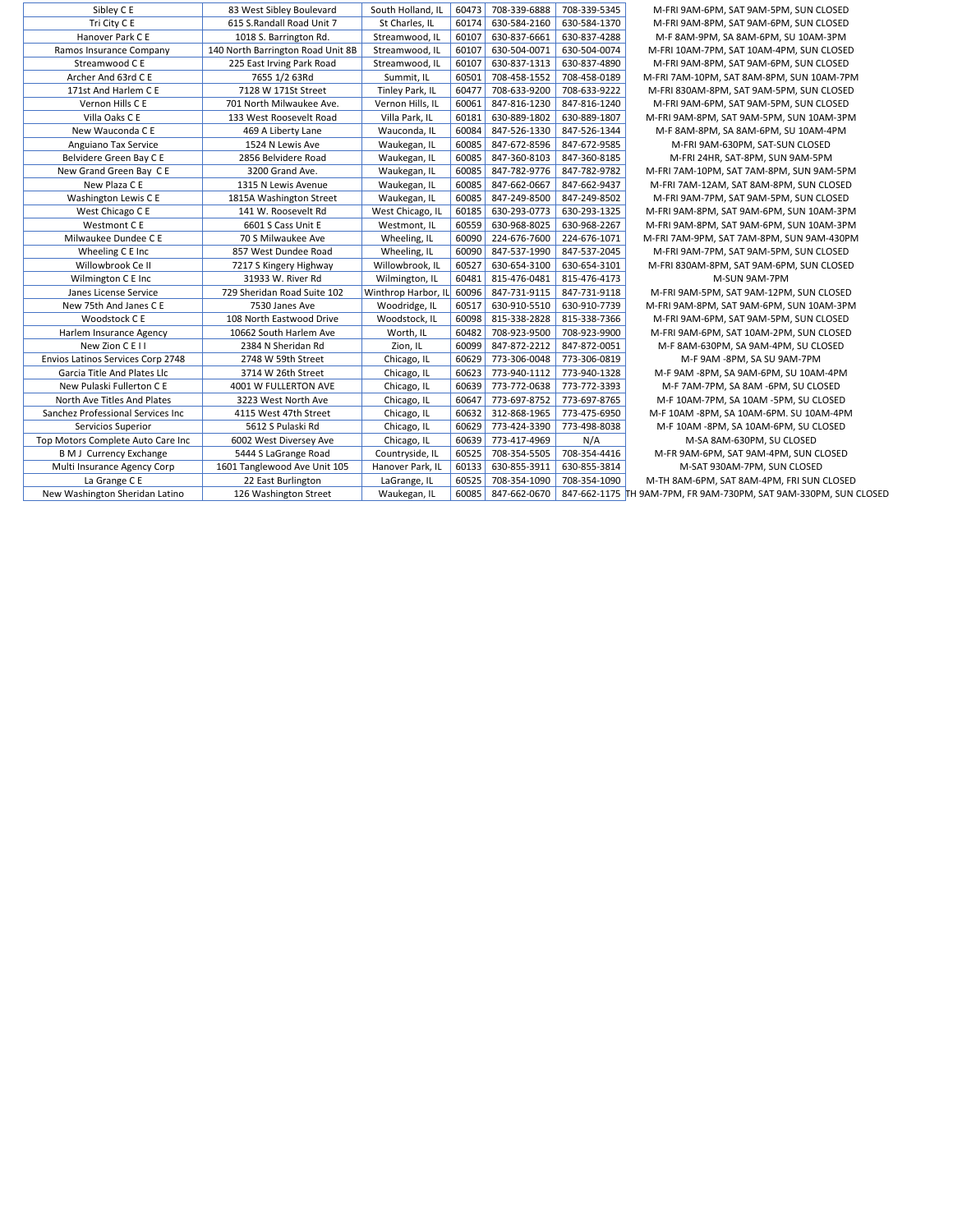| | | | | | | |
|---|---|---|---|---|---|---|
| Sibley C E | 83 West Sibley Boulevard | South Holland, IL | 60473 | 708-339-6888 | 708-339-5345 | M-FRI 9AM-6PM, SAT 9AM-5PM, SUN CLOSED |
| Tri City C E | 615 S.Randall Road Unit 7 | St Charles, IL | 60174 | 630-584-2160 | 630-584-1370 | M-FRI 9AM-8PM, SAT 9AM-6PM, SUN CLOSED |
| Hanover Park C E | 1018 S. Barrington Rd. | Streamwood, IL | 60107 | 630-837-6661 | 630-837-4288 | M-F 8AM-9PM, SA 8AM-6PM, SU 10AM-3PM |
| Ramos Insurance Company | 140 North Barrington Road Unit 8B | Streamwood, IL | 60107 | 630-504-0071 | 630-504-0074 | M-FRI 10AM-7PM, SAT 10AM-4PM, SUN CLOSED |
| Streamwood C E | 225 East Irving Park Road | Streamwood, IL | 60107 | 630-837-1313 | 630-837-4890 | M-FRI 9AM-8PM, SAT 9AM-6PM, SUN CLOSED |
| Archer And 63rd C E | 7655 1/2 63Rd | Summit, IL | 60501 | 708-458-1552 | 708-458-0189 | M-FRI 7AM-10PM, SAT 8AM-8PM, SUN 10AM-7PM |
| 171st And Harlem C E | 7128 W 171St Street | Tinley Park, IL | 60477 | 708-633-9200 | 708-633-9222 | M-FRI 830AM-8PM, SAT 9AM-5PM, SUN CLOSED |
| Vernon Hills C E | 701 North Milwaukee Ave. | Vernon Hills, IL | 60061 | 847-816-1230 | 847-816-1240 | M-FRI 9AM-6PM, SAT 9AM-5PM, SUN CLOSED |
| Villa Oaks C E | 133 West Roosevelt Road | Villa Park, IL | 60181 | 630-889-1802 | 630-889-1807 | M-FRI 9AM-8PM, SAT 9AM-5PM, SUN 10AM-3PM |
| New Wauconda C E | 469 A Liberty Lane | Wauconda, IL | 60084 | 847-526-1330 | 847-526-1344 | M-F 8AM-8PM, SA 8AM-6PM, SU 10AM-4PM |
| Anguiano Tax Service | 1524 N Lewis Ave | Waukegan, IL | 60085 | 847-672-8596 | 847-672-9585 | M-FRI 9AM-630PM, SAT-SUN CLOSED |
| Belvidere Green Bay C E | 2856 Belvidere Road | Waukegan, IL | 60085 | 847-360-8103 | 847-360-8185 | M-FRI 24HR, SAT-8PM, SUN 9AM-5PM |
| New Grand Green Bay C E | 3200 Grand Ave. | Waukegan, IL | 60085 | 847-782-9776 | 847-782-9782 | M-FRI 7AM-10PM, SAT 7AM-8PM, SUN 9AM-5PM |
| New Plaza C E | 1315 N Lewis Avenue | Waukegan, IL | 60085 | 847-662-0667 | 847-662-9437 | M-FRI 7AM-12AM, SAT 8AM-8PM, SUN CLOSED |
| Washington Lewis C E | 1815A Washington Street | Waukegan, IL | 60085 | 847-249-8500 | 847-249-8502 | M-FRI 9AM-7PM, SAT 9AM-5PM, SUN CLOSED |
| West Chicago C E | 141 W. Roosevelt Rd | West Chicago, IL | 60185 | 630-293-0773 | 630-293-1325 | M-FRI 9AM-8PM, SAT 9AM-6PM, SUN 10AM-3PM |
| Westmont C E | 6601 S Cass Unit E | Westmont, IL | 60559 | 630-968-8025 | 630-968-2267 | M-FRI 9AM-8PM, SAT 9AM-6PM, SUN 10AM-3PM |
| Milwaukee Dundee C E | 70 S Milwaukee Ave | Wheeling, IL | 60090 | 224-676-7600 | 224-676-1071 | M-FRI 7AM-9PM, SAT 7AM-8PM, SUN 9AM-430PM |
| Wheeling C E Inc | 857 West Dundee Road | Wheeling, IL | 60090 | 847-537-1990 | 847-537-2045 | M-FRI 9AM-7PM, SAT 9AM-5PM, SUN CLOSED |
| Willowbrook Ce II | 7217 S Kingery Highway | Willowbrook, IL | 60527 | 630-654-3100 | 630-654-3101 | M-FRI 830AM-8PM, SAT 9AM-6PM, SUN CLOSED |
| Wilmington C E Inc | 31933 W. River Rd | Wilmington, IL | 60481 | 815-476-0481 | 815-476-4173 | M-SUN 9AM-7PM |
| Janes License Service | 729 Sheridan Road Suite 102 | Winthrop Harbor, IL | 60096 | 847-731-9115 | 847-731-9118 | M-FRI 9AM-5PM, SAT 9AM-12PM, SUN CLOSED |
| New 75th And Janes C E | 7530 Janes Ave | Woodridge, IL | 60517 | 630-910-5510 | 630-910-7739 | M-FRI 9AM-8PM, SAT 9AM-6PM, SUN 10AM-3PM |
| Woodstock C E | 108 North Eastwood Drive | Woodstock, IL | 60098 | 815-338-2828 | 815-338-7366 | M-FRI 9AM-6PM, SAT 9AM-5PM, SUN CLOSED |
| Harlem Insurance Agency | 10662 South Harlem Ave | Worth, IL | 60482 | 708-923-9500 | 708-923-9900 | M-FRI 9AM-6PM, SAT 10AM-2PM, SUN CLOSED |
| New Zion C E I I | 2384 N Sheridan Rd | Zion, IL | 60099 | 847-872-2212 | 847-872-0051 | M-F 8AM-630PM, SA 9AM-4PM, SU CLOSED |
| Envios Latinos Services Corp 2748 | 2748 W 59th Street | Chicago, IL | 60629 | 773-306-0048 | 773-306-0819 | M-F 9AM -8PM, SA SU 9AM-7PM |
| Garcia Title And Plates Llc | 3714 W 26th Street | Chicago, IL | 60623 | 773-940-1112 | 773-940-1328 | M-F 9AM -8PM, SA 9AM-6PM, SU 10AM-4PM |
| New Pulaski Fullerton C E | 4001 W FULLERTON AVE | Chicago, IL | 60639 | 773-772-0638 | 773-772-3393 | M-F 7AM-7PM, SA 8AM -6PM, SU CLOSED |
| North Ave Titles And Plates | 3223 West North Ave | Chicago, IL | 60647 | 773-697-8752 | 773-697-8765 | M-F 10AM-7PM, SA 10AM -5PM, SU CLOSED |
| Sanchez Professional Services Inc | 4115 West 47th Street | Chicago, IL | 60632 | 312-868-1965 | 773-475-6950 | M-F 10AM -8PM, SA 10AM-6PM. SU 10AM-4PM |
| Servicios Superior | 5612 S Pulaski Rd | Chicago, IL | 60629 | 773-424-3390 | 773-498-8038 | M-F 10AM -8PM, SA 10AM-6PM, SU CLOSED |
| Top Motors Complete Auto Care Inc | 6002 West Diversey Ave | Chicago, IL | 60639 | 773-417-4969 | N/A | M-SA 8AM-630PM, SU CLOSED |
| B M J Currency Exchange | 5444 S LaGrange Road | Countryside, IL | 60525 | 708-354-5505 | 708-354-4416 | M-FR 9AM-6PM, SAT 9AM-4PM, SUN CLOSED |
| Multi Insurance Agency Corp | 1601 Tanglewood Ave Unit 105 | Hanover Park, IL | 60133 | 630-855-3911 | 630-855-3814 | M-SAT 930AM-7PM, SUN CLOSED |
| La Grange C E | 22 East Burlington | LaGrange, IL | 60525 | 708-354-1090 | 708-354-1090 | M-TH 8AM-6PM, SAT 8AM-4PM, FRI SUN CLOSED |
| New Washington Sheridan Latino | 126 Washington Street | Waukegan, IL | 60085 | 847-662-0670 | 847-662-1175 | TH 9AM-7PM, FR 9AM-730PM, SAT 9AM-330PM, SUN CLOSED |